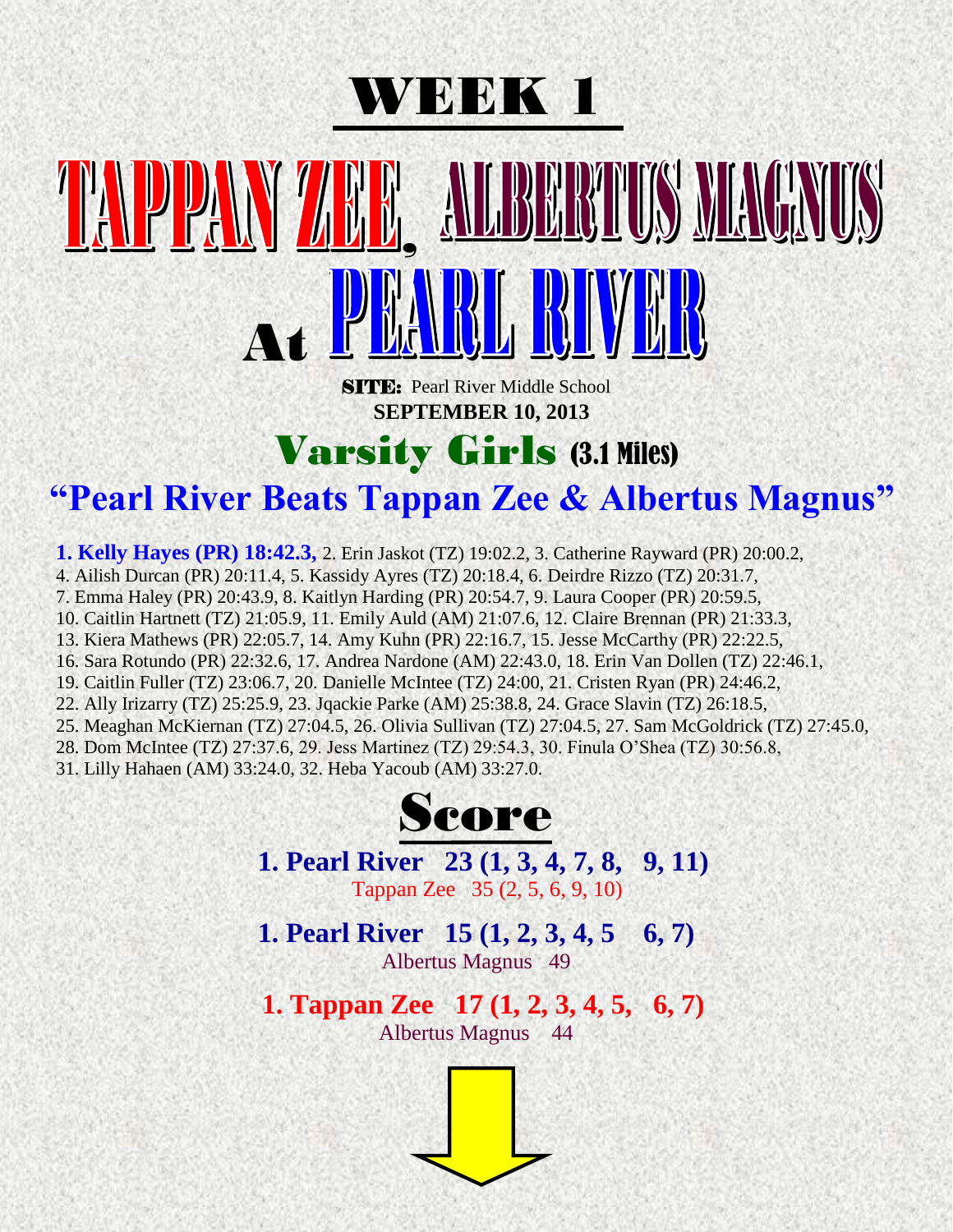# WEEK 1

# TAPPAN ZEE, ALBERTUS MAGNUS At PEARL RIVER

**SITE:** Pearl River Middle School

**SEPTEMBER 10, 2013**

## Varsity Girls (3.1 Miles)

## "Pearl River Beats Tappan Zee & Albertus Magnus"

**1. Kelly Hayes (PR) 18:42.3,** 2. Erin Jaskot (TZ) 19:02.2, 3. Catherine Rayward (PR) 20:00.2, 4. Ailish Durcan (PR) 20:11.4, 5. Kassidy Ayres (TZ) 20:18.4, 6. Deirdre Rizzo (TZ) 20:31.7, 7. Emma Haley (PR) 20:43.9, 8. Kaitlyn Harding (PR) 20:54.7, 9. Laura Cooper (PR) 20:59.5, 10. Caitlin Hartnett (TZ) 21:05.9, 11. Emily Auld (AM) 21:07.6, 12. Claire Brennan (PR) 21:33.3, 13. Kiera Mathews (PR) 22:05.7, 14. Amy Kuhn (PR) 22:16.7, 15. Jesse McCarthy (PR) 22:22.5, 16. Sara Rotundo (PR) 22:32.6, 17. Andrea Nardone (AM) 22:43.0, 18. Erin Van Dollen (TZ) 22:46.1, 19. Caitlin Fuller (TZ) 23:06.7, 20. Danielle McIntee (TZ) 24:00, 21. Cristen Ryan (PR) 24:46.2, 22. Ally Irizarry (TZ) 25:25.9, 23. Jqackie Parke (AM) 25:38.8, 24. Grace Slavin (TZ) 26:18.5, 25. Meaghan McKiernan (TZ) 27:04.5, 26. Olivia Sullivan (TZ) 27:04.5, 27. Sam McGoldrick (TZ) 27:45.0, 28. Dom McIntee (TZ) 27:37.6, 29. Jess Martinez (TZ) 29:54.3, 30. Finula O'Shea (TZ) 30:56.8, 31. Lilly Hahaen (AM) 33:24.0, 32. Heba Yacoub (AM) 33:27.0.

## Score

**1. Pearl River 23 (1, 3, 4, 7, 8, 9, 11)**
Tappan Zee 35 (2, 5, 6, 9, 10)

**1. Pearl River 15 (1, 2, 3, 4, 5 6, 7)**
Albertus Magnus 49

**1. Tappan Zee 17 (1, 2, 3, 4, 5, 6, 7)**
Albertus Magnus 44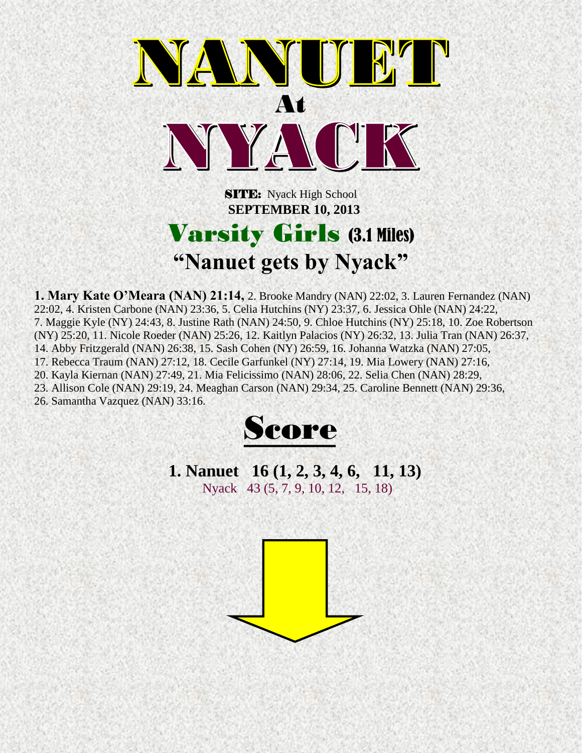# NANUET

## At

# NYACK

**SITE:** Nyack High School
**SEPTEMBER 10, 2013**

## Varsity Girls (3.1 Miles)

## "Nanuet gets by Nyack"

**1. Mary Kate O'Meara (NAN) 21:14,** 2. Brooke Mandry (NAN) 22:02, 3. Lauren Fernandez (NAN) 22:02, 4. Kristen Carbone (NAN) 23:36, 5. Celia Hutchins (NY) 23:37, 6. Jessica Ohle (NAN) 24:22, 7. Maggie Kyle (NY) 24:43, 8. Justine Rath (NAN) 24:50, 9. Chloe Hutchins (NY) 25:18, 10. Zoe Robertson (NY) 25:20, 11. Nicole Roeder (NAN) 25:26, 12. Kaitlyn Palacios (NY) 26:32, 13. Julia Tran (NAN) 26:37, 14. Abby Fritzgerald (NAN) 26:38, 15. Sash Cohen (NY) 26:59, 16. Johanna Watzka (NAN) 27:05, 17. Rebecca Traum (NAN) 27:12, 18. Cecile Garfunkel (NY) 27:14, 19. Mia Lowery (NAN) 27:16, 20. Kayla Kiernan (NAN) 27:49, 21. Mia Felicissimo (NAN) 28:06, 22. Selia Chen (NAN) 28:29, 23. Allison Cole (NAN) 29:19, 24. Meaghan Carson (NAN) 29:34, 25. Caroline Bennett (NAN) 29:36, 26. Samantha Vazquez (NAN) 33:16.

## Score

**1. Nanuet 16 (1, 2, 3, 4, 6, 11, 13)**
Nyack 43 (5, 7, 9, 10, 12, 15, 18)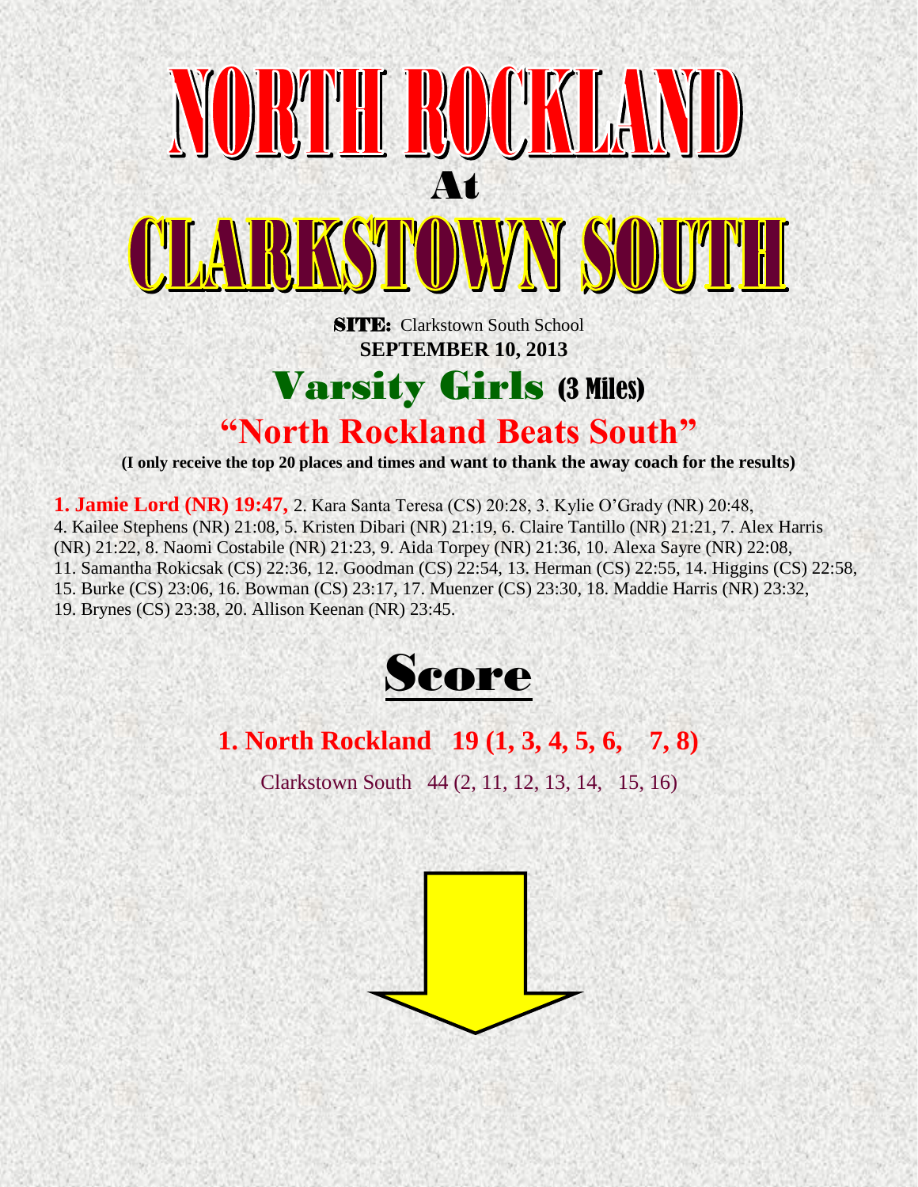# NORTH ROCKLAND

## At

# CLARKSTOWN SOUTH

**SITE:** Clarkstown South School

**SEPTEMBER 10, 2013**

## Varsity Girls (3 Miles)

## "North Rockland Beats South"

**(I only receive the top 20 places and times and want to thank the away coach for the results)**

**1. Jamie Lord (NR) 19:47,** 2. Kara Santa Teresa (CS) 20:28, 3. Kylie O'Grady (NR) 20:48, 4. Kailee Stephens (NR) 21:08, 5. Kristen Dibari (NR) 21:19, 6. Claire Tantillo (NR) 21:21, 7. Alex Harris (NR) 21:22, 8. Naomi Costabile (NR) 21:23, 9. Aida Torpey (NR) 21:36, 10. Alexa Sayre (NR) 22:08, 11. Samantha Rokicsak (CS) 22:36, 12. Goodman (CS) 22:54, 13. Herman (CS) 22:55, 14. Higgins (CS) 22:58, 15. Burke (CS) 23:06, 16. Bowman (CS) 23:17, 17. Muenzer (CS) 23:30, 18. Maddie Harris (NR) 23:32, 19. Brynes (CS) 23:38, 20. Allison Keenan (NR) 23:45.

## Score

**1. North Rockland 19 (1, 3, 4, 5, 6, 7, 8)**

Clarkstown South 44 (2, 11, 12, 13, 14, 15, 16)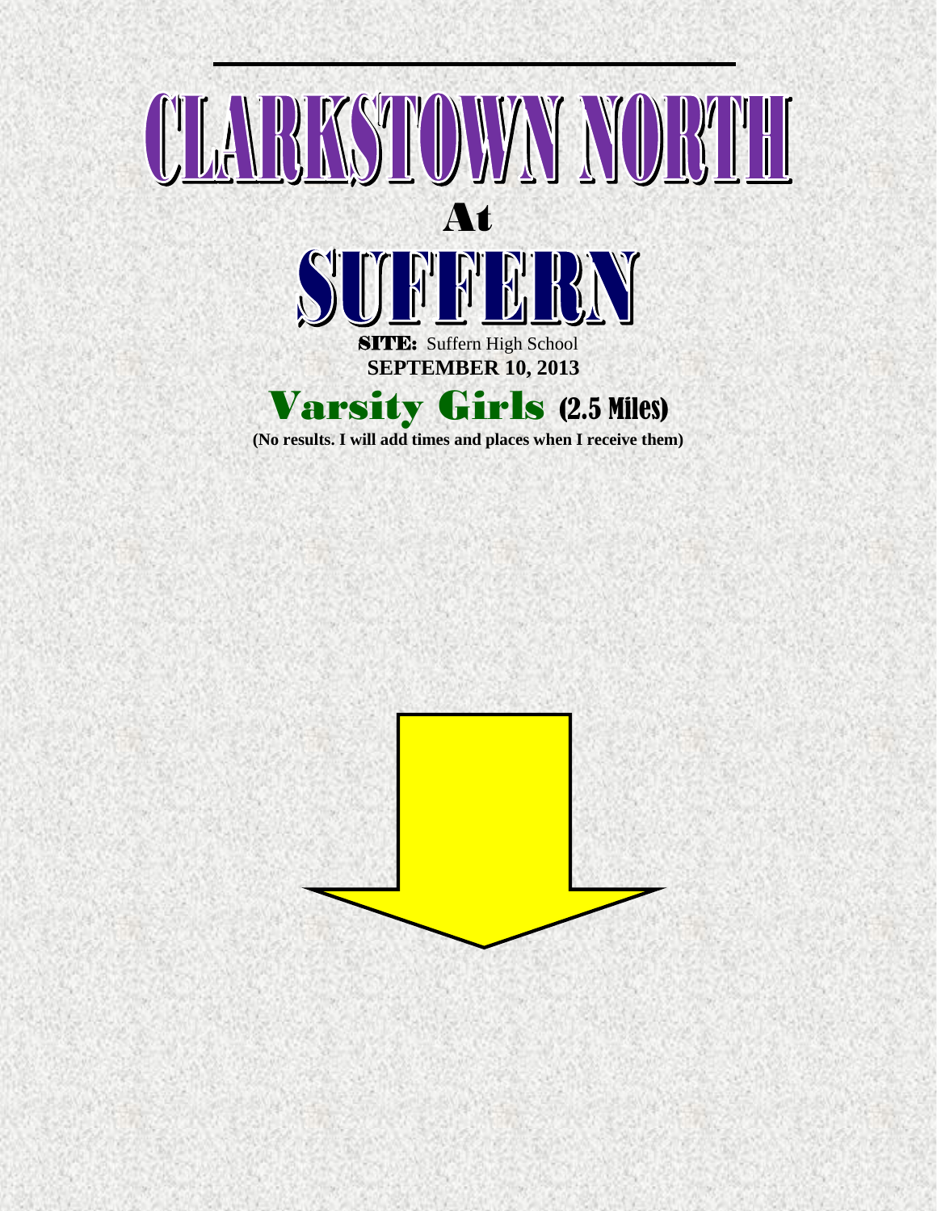# CLARKSTOWN NORTH

## At

# SUFFERN

**SITE:** Suffern High School

**SEPTEMBER 10, 2013**

## Varsity Girls (2.5 Miles)

**(No results. I will add times and places when I receive them)**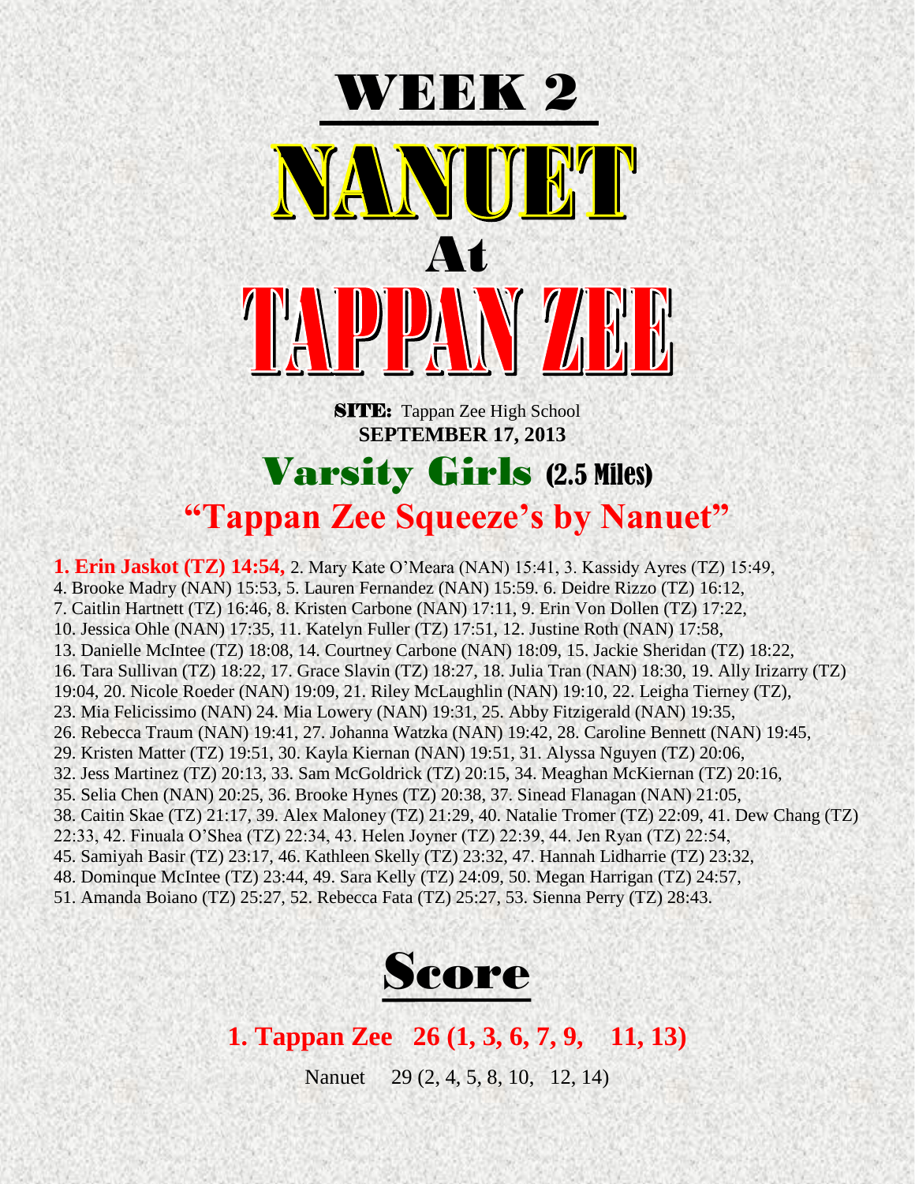# WEEK 2

# NANUET

# At

# TAPPAN ZEE

**SITE:** Tappan Zee High School
**SEPTEMBER 17, 2013**

## Varsity Girls (2.5 Miles)

## "Tappan Zee Squeeze's by Nanuet"

**1. Erin Jaskot (TZ) 14:54,** 2. Mary Kate O'Meara (NAN) 15:41, 3. Kassidy Ayres (TZ) 15:49, 4. Brooke Madry (NAN) 15:53, 5. Lauren Fernandez (NAN) 15:59. 6. Deidre Rizzo (TZ) 16:12, 7. Caitlin Hartnett (TZ) 16:46, 8. Kristen Carbone (NAN) 17:11, 9. Erin Von Dollen (TZ) 17:22, 10. Jessica Ohle (NAN) 17:35, 11. Katelyn Fuller (TZ) 17:51, 12. Justine Roth (NAN) 17:58, 13. Danielle McIntee (TZ) 18:08, 14. Courtney Carbone (NAN) 18:09, 15. Jackie Sheridan (TZ) 18:22, 16. Tara Sullivan (TZ) 18:22, 17. Grace Slavin (TZ) 18:27, 18. Julia Tran (NAN) 18:30, 19. Ally Irizarry (TZ) 19:04, 20. Nicole Roeder (NAN) 19:09, 21. Riley McLaughlin (NAN) 19:10, 22. Leigha Tierney (TZ), 23. Mia Felicissimo (NAN) 24. Mia Lowery (NAN) 19:31, 25. Abby Fitzigerald (NAN) 19:35, 26. Rebecca Traum (NAN) 19:41, 27. Johanna Watzka (NAN) 19:42, 28. Caroline Bennett (NAN) 19:45, 29. Kristen Matter (TZ) 19:51, 30. Kayla Kiernan (NAN) 19:51, 31. Alyssa Nguyen (TZ) 20:06, 32. Jess Martinez (TZ) 20:13, 33. Sam McGoldrick (TZ) 20:15, 34. Meaghan McKiernan (TZ) 20:16, 35. Selia Chen (NAN) 20:25, 36. Brooke Hynes (TZ) 20:38, 37. Sinead Flanagan (NAN) 21:05, 38. Caitin Skae (TZ) 21:17, 39. Alex Maloney (TZ) 21:29, 40. Natalie Tromer (TZ) 22:09, 41. Dew Chang (TZ) 22:33, 42. Finuala O'Shea (TZ) 22:34, 43. Helen Joyner (TZ) 22:39, 44. Jen Ryan (TZ) 22:54, 45. Samiyah Basir (TZ) 23:17, 46. Kathleen Skelly (TZ) 23:32, 47. Hannah Lidharrie (TZ) 23:32, 48. Dominque McIntee (TZ) 23:44, 49. Sara Kelly (TZ) 24:09, 50. Megan Harrigan (TZ) 24:57, 51. Amanda Boiano (TZ) 25:27, 52. Rebecca Fata (TZ) 25:27, 53. Sienna Perry (TZ) 28:43.

## Score

**1. Tappan Zee 26 (1, 3, 6, 7, 9, 11, 13)**

Nanuet 29 (2, 4, 5, 8, 10, 12, 14)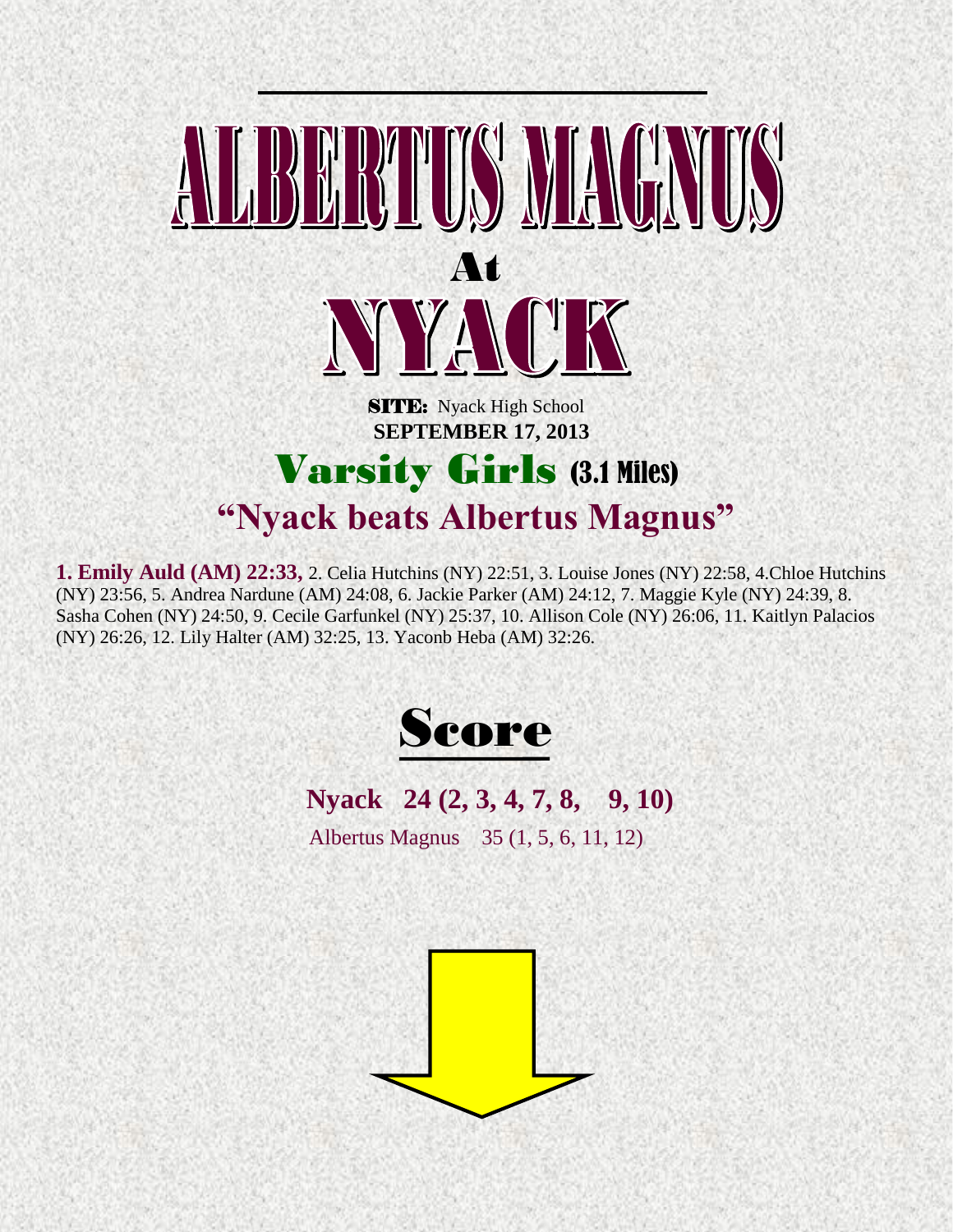# ALBERTUS MAGNUS

## At

# NYACK

**SITE:** Nyack High School
**SEPTEMBER 17, 2013**

## Varsity Girls (3.1 Miles)

## "Nyack beats Albertus Magnus"

**1. Emily Auld (AM) 22:33,** 2. Celia Hutchins (NY) 22:51, 3. Louise Jones (NY) 22:58, 4.Chloe Hutchins (NY) 23:56, 5. Andrea Nardune (AM) 24:08, 6. Jackie Parker (AM) 24:12, 7. Maggie Kyle (NY) 24:39, 8. Sasha Cohen (NY) 24:50, 9. Cecile Garfunkel (NY) 25:37, 10. Allison Cole (NY) 26:06, 11. Kaitlyn Palacios (NY) 26:26, 12. Lily Halter (AM) 32:25, 13. Yaconb Heba (AM) 32:26.

## Score

**Nyack 24 (2, 3, 4, 7, 8, 9, 10)**

Albertus Magnus 35 (1, 5, 6, 11, 12)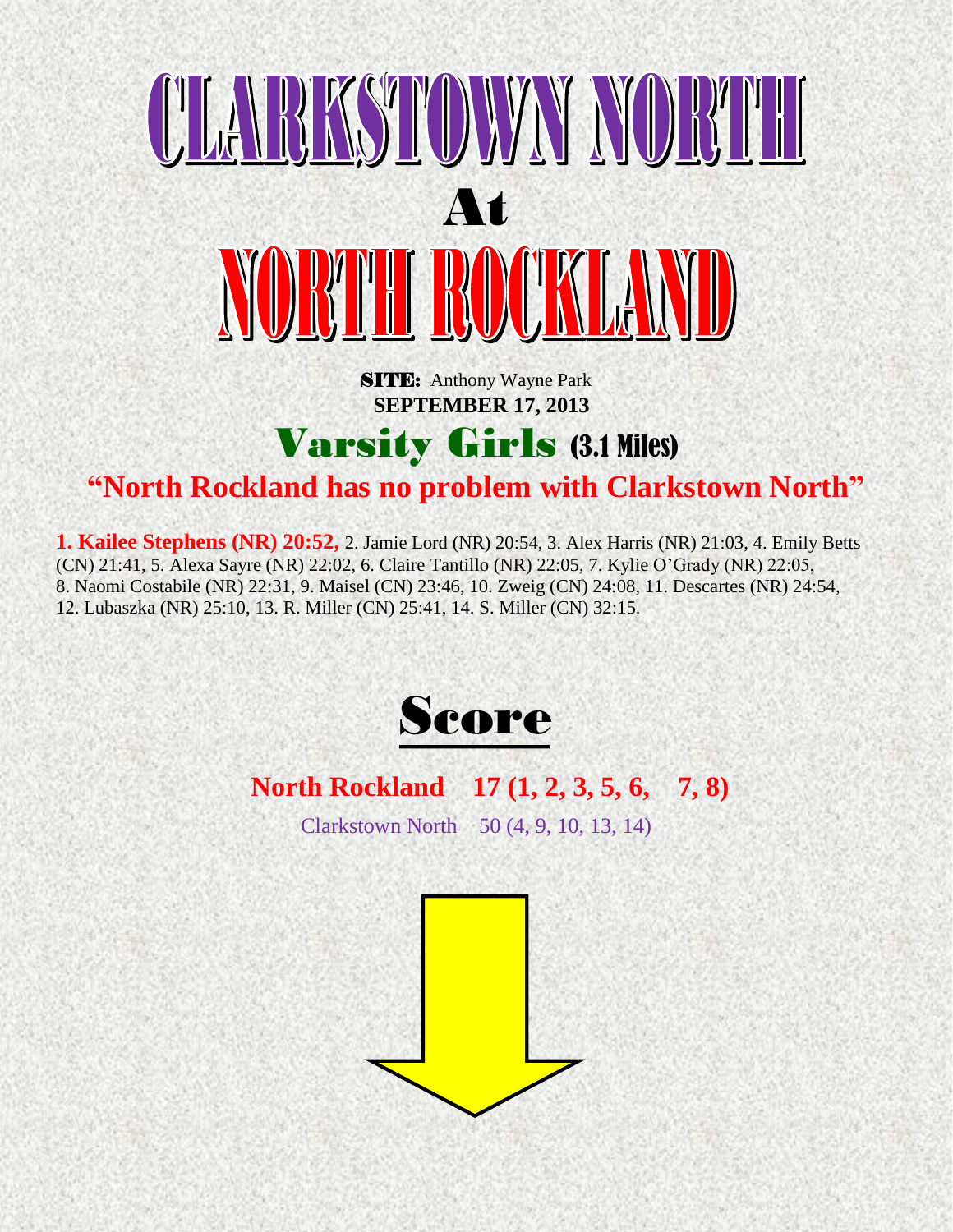# CLARKSTOWN NORTH

## At

# NORTH ROCKLAND

**SITE:** Anthony Wayne Park

**SEPTEMBER 17, 2013**

## Varsity Girls (3.1 Miles)

### "North Rockland has no problem with Clarkstown North"

**1. Kailee Stephens (NR) 20:52,** 2. Jamie Lord (NR) 20:54, 3. Alex Harris (NR) 21:03, 4. Emily Betts (CN) 21:41, 5. Alexa Sayre (NR) 22:02, 6. Claire Tantillo (NR) 22:05, 7. Kylie O'Grady (NR) 22:05, 8. Naomi Costabile (NR) 22:31, 9. Maisel (CN) 23:46, 10. Zweig (CN) 24:08, 11. Descartes (NR) 24:54, 12. Lubaszka (NR) 25:10, 13. R. Miller (CN) 25:41, 14. S. Miller (CN) 32:15.

## Score

**North Rockland 17 (1, 2, 3, 5, 6, 7, 8)**

Clarkstown North 50 (4, 9, 10, 13, 14)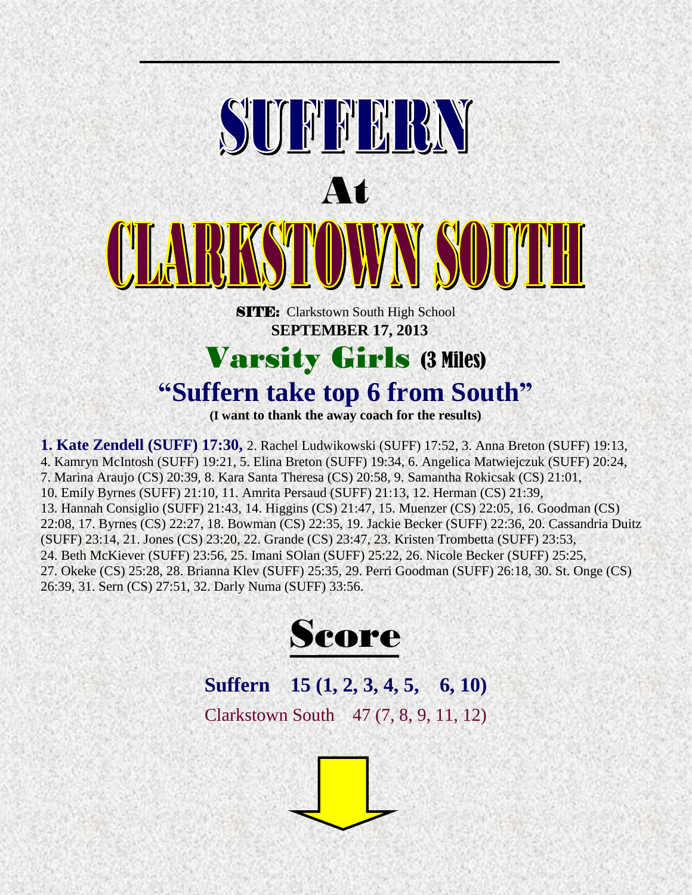# SUFFERN

# At

# CLARKSTOWN SOUTH

**SITE:** Clarkstown South High School
**SEPTEMBER 17, 2013**

## Varsity Girls (3 Miles)

## "Suffern take top 6 from South"

**(I want to thank the away coach for the results)**

**1. Kate Zendell (SUFF) 17:30,** 2. Rachel Ludwikowski (SUFF) 17:52, 3. Anna Breton (SUFF) 19:13, 4. Kamryn McIntosh (SUFF) 19:21, 5. Elina Breton (SUFF) 19:34, 6. Angelica Matwiejczuk (SUFF) 20:24, 7. Marina Araujo (CS) 20:39, 8. Kara Santa Theresa (CS) 20:58, 9. Samantha Rokicsak (CS) 21:01, 10. Emily Byrnes (SUFF) 21:10, 11. Amrita Persaud (SUFF) 21:13, 12. Herman (CS) 21:39, 13. Hannah Consiglio (SUFF) 21:43, 14. Higgins (CS) 21:47, 15. Muenzer (CS) 22:05, 16. Goodman (CS) 22:08, 17. Byrnes (CS) 22:27, 18. Bowman (CS) 22:35, 19. Jackie Becker (SUFF) 22:36, 20. Cassandria Duitz (SUFF) 23:14, 21. Jones (CS) 23:20, 22. Grande (CS) 23:47, 23. Kristen Trombetta (SUFF) 23:53, 24. Beth McKiever (SUFF) 23:56, 25. Imani SOlan (SUFF) 25:22, 26. Nicole Becker (SUFF) 25:25, 27. Okeke (CS) 25:28, 28. Brianna Klev (SUFF) 25:35, 29. Perri Goodman (SUFF) 26:18, 30. St. Onge (CS) 26:39, 31. Sern (CS) 27:51, 32. Darly Numa (SUFF) 33:56.

## Score

**Suffern 15 (1, 2, 3, 4, 5, 6, 10)**

Clarkstown South 47 (7, 8, 9, 11, 12)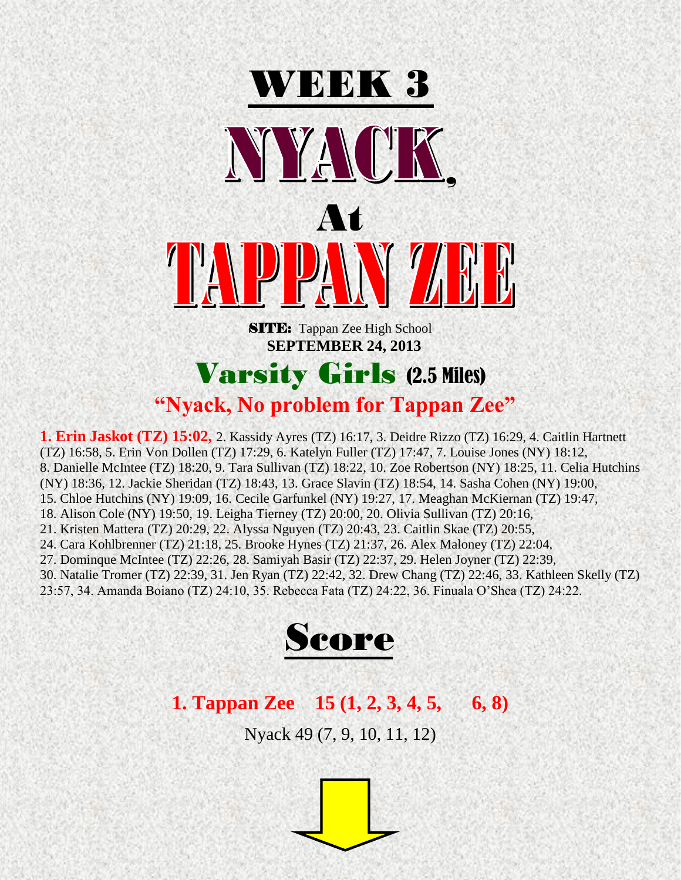# WEEK 3

# NYACK,

## At

# TAPPAN ZEE

**SITE:** Tappan Zee High School

**SEPTEMBER 24, 2013**

## Varsity Girls (2.5 Miles)

### "Nyack, No problem for Tappan Zee"

**1. Erin Jaskot (TZ) 15:02,** 2. Kassidy Ayres (TZ) 16:17, 3. Deidre Rizzo (TZ) 16:29, 4. Caitlin Hartnett (TZ) 16:58, 5. Erin Von Dollen (TZ) 17:29, 6. Katelyn Fuller (TZ) 17:47, 7. Louise Jones (NY) 18:12, 8. Danielle McIntee (TZ) 18:20, 9. Tara Sullivan (TZ) 18:22, 10. Zoe Robertson (NY) 18:25, 11. Celia Hutchins (NY) 18:36, 12. Jackie Sheridan (TZ) 18:43, 13. Grace Slavin (TZ) 18:54, 14. Sasha Cohen (NY) 19:00, 15. Chloe Hutchins (NY) 19:09, 16. Cecile Garfunkel (NY) 19:27, 17. Meaghan McKiernan (TZ) 19:47, 18. Alison Cole (NY) 19:50, 19. Leigha Tierney (TZ) 20:00, 20. Olivia Sullivan (TZ) 20:16, 21. Kristen Mattera (TZ) 20:29, 22. Alyssa Nguyen (TZ) 20:43, 23. Caitlin Skae (TZ) 20:55, 24. Cara Kohlbrenner (TZ) 21:18, 25. Brooke Hynes (TZ) 21:37, 26. Alex Maloney (TZ) 22:04, 27. Dominque McIntee (TZ) 22:26, 28. Samiyah Basir (TZ) 22:37, 29. Helen Joyner (TZ) 22:39, 30. Natalie Tromer (TZ) 22:39, 31. Jen Ryan (TZ) 22:42, 32. Drew Chang (TZ) 22:46, 33. Kathleen Skelly (TZ) 23:57, 34. Amanda Boiano (TZ) 24:10, 35. Rebecca Fata (TZ) 24:22, 36. Finuala O'Shea (TZ) 24:22.

## Score

**1. Tappan Zee 15 (1, 2, 3, 4, 5, 6, 8)**

Nyack 49 (7, 9, 10, 11, 12)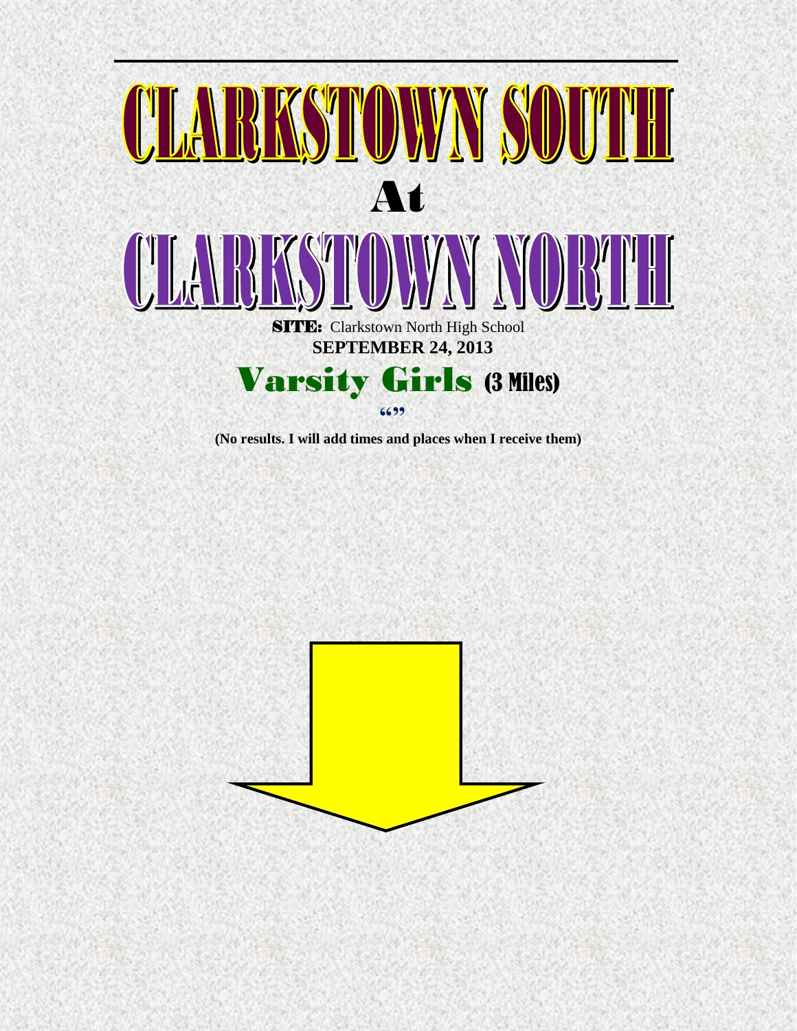# CLARKSTOWN SOUTH

At

# CLARKSTOWN NORTH

**SITE:** Clarkstown North High School

**SEPTEMBER 24, 2013**

## Varsity Girls (3 Miles)

“”

**(No results. I will add times and places when I receive them)**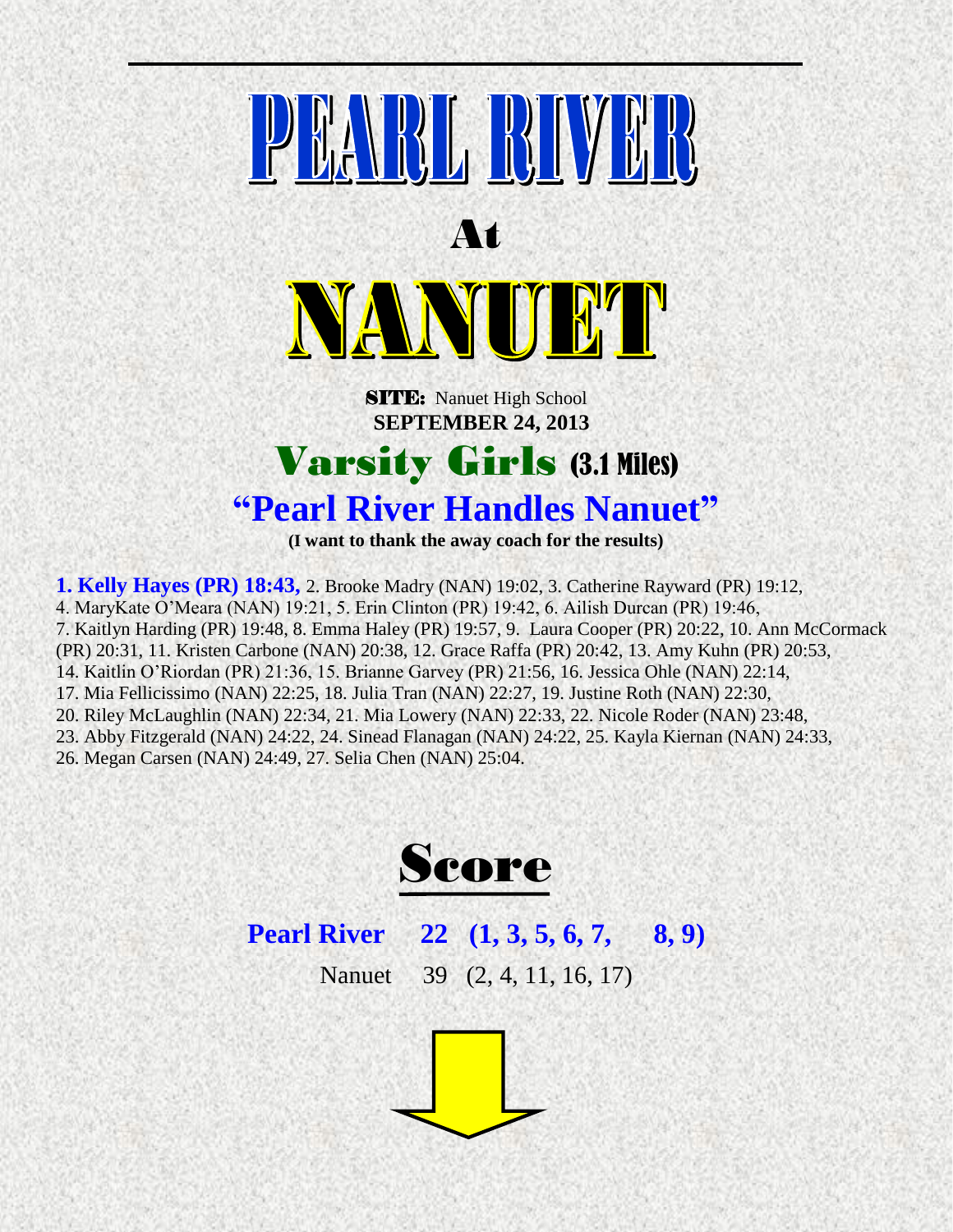# PEARL RIVER

## At

# NANUET

**SITE:** Nanuet High School
**SEPTEMBER 24, 2013**

## Varsity Girls (3.1 Miles)

## "Pearl River Handles Nanuet"

**(I want to thank the away coach for the results)**

**1. Kelly Hayes (PR) 18:43,** 2. Brooke Madry (NAN) 19:02, 3. Catherine Rayward (PR) 19:12, 4. MaryKate O'Meara (NAN) 19:21, 5. Erin Clinton (PR) 19:42, 6. Ailish Durcan (PR) 19:46, 7. Kaitlyn Harding (PR) 19:48, 8. Emma Haley (PR) 19:57, 9. Laura Cooper (PR) 20:22, 10. Ann McCormack (PR) 20:31, 11. Kristen Carbone (NAN) 20:38, 12. Grace Raffa (PR) 20:42, 13. Amy Kuhn (PR) 20:53, 14. Kaitlin O'Riordan (PR) 21:36, 15. Brianne Garvey (PR) 21:56, 16. Jessica Ohle (NAN) 22:14, 17. Mia Fellicissimo (NAN) 22:25, 18. Julia Tran (NAN) 22:27, 19. Justine Roth (NAN) 22:30, 20. Riley McLaughlin (NAN) 22:34, 21. Mia Lowery (NAN) 22:33, 22. Nicole Roder (NAN) 23:48, 23. Abby Fitzgerald (NAN) 24:22, 24. Sinead Flanagan (NAN) 24:22, 25. Kayla Kiernan (NAN) 24:33, 26. Megan Carsen (NAN) 24:49, 27. Selia Chen (NAN) 25:04.

## Score

**Pearl River 22 (1, 3, 5, 6, 7, 8, 9)**

Nanuet 39 (2, 4, 11, 16, 17)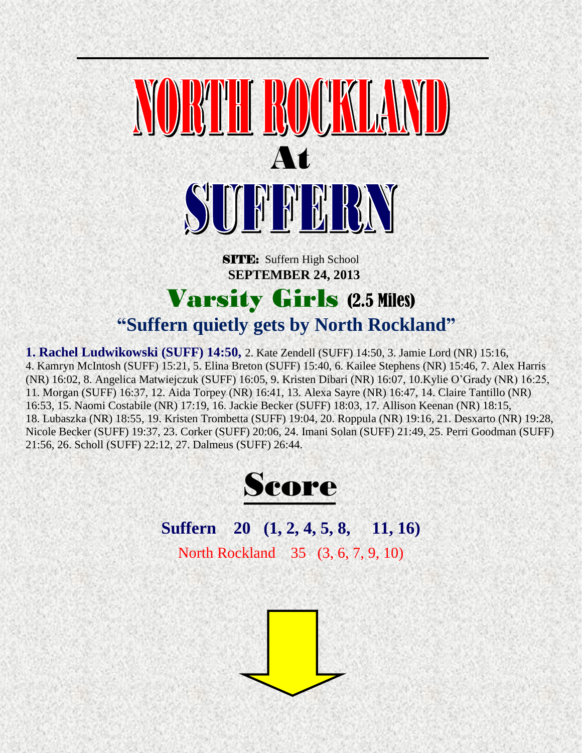# NORTH ROCKLAND

# At

# SUFFERN

**SITE:** Suffern High School
**SEPTEMBER 24, 2013**

## Varsity Girls (2.5 Miles)

### "Suffern quietly gets by North Rockland"

**1. Rachel Ludwikowski (SUFF) 14:50,** 2. Kate Zendell (SUFF) 14:50, 3. Jamie Lord (NR) 15:16, 4. Kamryn McIntosh (SUFF) 15:21, 5. Elina Breton (SUFF) 15:40, 6. Kailee Stephens (NR) 15:46, 7. Alex Harris (NR) 16:02, 8. Angelica Matwiejczuk (SUFF) 16:05, 9. Kristen Dibari (NR) 16:07, 10.Kylie O'Grady (NR) 16:25, 11. Morgan (SUFF) 16:37, 12. Aida Torpey (NR) 16:41, 13. Alexa Sayre (NR) 16:47, 14. Claire Tantillo (NR) 16:53, 15. Naomi Costabile (NR) 17:19, 16. Jackie Becker (SUFF) 18:03, 17. Allison Keenan (NR) 18:15, 18. Lubaszka (NR) 18:55, 19. Kristen Trombetta (SUFF) 19:04, 20. Roppula (NR) 19:16, 21. Desxarto (NR) 19:28, Nicole Becker (SUFF) 19:37, 23. Corker (SUFF) 20:06, 24. Imani Solan (SUFF) 21:49, 25. Perri Goodman (SUFF) 21:56, 26. Scholl (SUFF) 22:12, 27. Dalmeus (SUFF) 26:44.

## Score

**Suffern 20 (1, 2, 4, 5, 8, 11, 16)**

North Rockland 35 (3, 6, 7, 9, 10)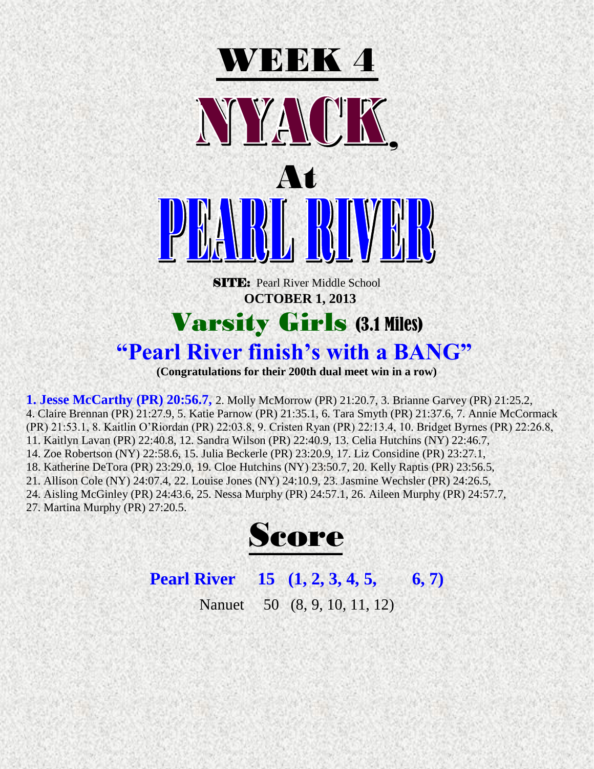# WEEK 4

# NYACK,

# At

# PEARL RIVER

**SITE:** Pearl River Middle School

**OCTOBER 1, 2013**

## Varsity Girls (3.1 Miles)

## "Pearl River finish's with a BANG"

**(Congratulations for their 200th dual meet win in a row)**

**1. Jesse McCarthy (PR) 20:56.7,** 2. Molly McMorrow (PR) 21:20.7, 3. Brianne Garvey (PR) 21:25.2, 4. Claire Brennan (PR) 21:27.9, 5. Katie Parnow (PR) 21:35.1, 6. Tara Smyth (PR) 21:37.6, 7. Annie McCormack (PR) 21:53.1, 8. Kaitlin O'Riordan (PR) 22:03.8, 9. Cristen Ryan (PR) 22:13.4, 10. Bridget Byrnes (PR) 22:26.8, 11. Kaitlyn Lavan (PR) 22:40.8, 12. Sandra Wilson (PR) 22:40.9, 13. Celia Hutchins (NY) 22:46.7, 14. Zoe Robertson (NY) 22:58.6, 15. Julia Beckerle (PR) 23:20.9, 17. Liz Considine (PR) 23:27.1, 18. Katherine DeTora (PR) 23:29.0, 19. Cloe Hutchins (NY) 23:50.7, 20. Kelly Raptis (PR) 23:56.5, 21. Allison Cole (NY) 24:07.4, 22. Louise Jones (NY) 24:10.9, 23. Jasmine Wechsler (PR) 24:26.5, 24. Aisling McGinley (PR) 24:43.6, 25. Nessa Murphy (PR) 24:57.1, 26. Aileen Murphy (PR) 24:57.7, 27. Martina Murphy (PR) 27:20.5.

## Score

**Pearl River 15 (1, 2, 3, 4, 5, 6, 7)**

Nanuet 50 (8, 9, 10, 11, 12)